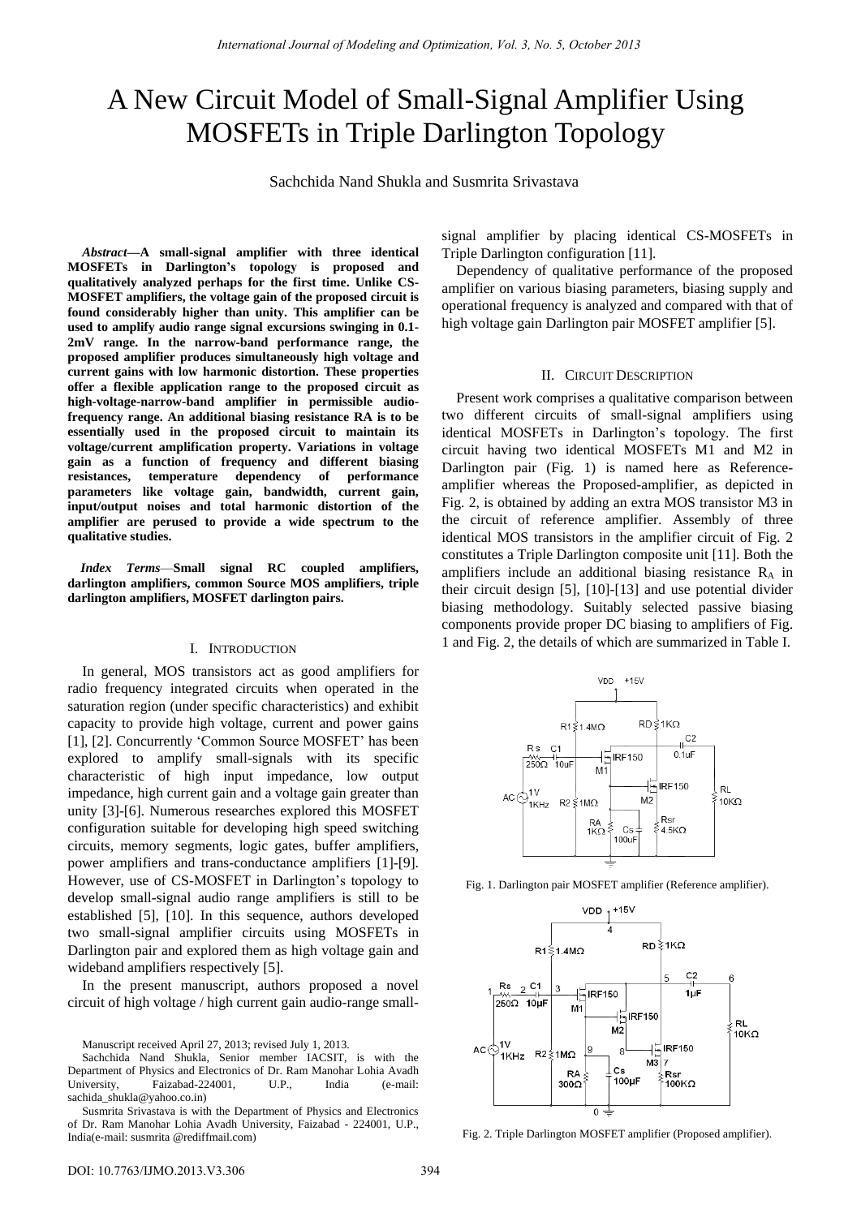# A New Circuit Model of Small-Signal Amplifier Using MOSFETs in Triple Darlington Topology

Sachchida Nand Shukla and Susmrita Srivastava

***Abstract*—A small-signal amplifier with three identical MOSFETs in Darlington's topology is proposed and qualitatively analyzed perhaps for the first time. Unlike CS-MOSFET amplifiers, the voltage gain of the proposed circuit is found considerably higher than unity. This amplifier can be used to amplify audio range signal excursions swinging in 0.1-2mV range. In the narrow-band performance range, the proposed amplifier produces simultaneously high voltage and current gains with low harmonic distortion. These properties offer a flexible application range to the proposed circuit as high-voltage-narrow-band amplifier in permissible audio-frequency range. An additional biasing resistance RA is to be essentially used in the proposed circuit to maintain its voltage/current amplification property. Variations in voltage gain as a function of frequency and different biasing resistances, temperature dependency of performance parameters like voltage gain, bandwidth, current gain, input/output noises and total harmonic distortion of the amplifier are perused to provide a wide spectrum to the qualitative studies.**

***Index Terms*—Small signal RC coupled amplifiers, darlington amplifiers, common Source MOS amplifiers, triple darlington amplifiers, MOSFET darlington pairs.**

## I. Introduction

In general, MOS transistors act as good amplifiers for radio frequency integrated circuits when operated in the saturation region (under specific characteristics) and exhibit capacity to provide high voltage, current and power gains [1], [2]. Concurrently 'Common Source MOSFET' has been explored to amplify small-signals with its specific characteristic of high input impedance, low output impedance, high current gain and a voltage gain greater than unity [3]-[6]. Numerous researches explored this MOSFET configuration suitable for developing high speed switching circuits, memory segments, logic gates, buffer amplifiers, power amplifiers and trans-conductance amplifiers [1]-[9]. However, use of CS-MOSFET in Darlington's topology to develop small-signal audio range amplifiers is still to be established [5], [10]. In this sequence, authors developed two small-signal amplifier circuits using MOSFETs in Darlington pair and explored them as high voltage gain and wideband amplifiers respectively [5].

In the present manuscript, authors proposed a novel circuit of high voltage / high current gain audio-range small-signal amplifier by placing identical CS-MOSFETs in Triple Darlington configuration [11].

Dependency of qualitative performance of the proposed amplifier on various biasing parameters, biasing supply and operational frequency is analyzed and compared with that of high voltage gain Darlington pair MOSFET amplifier [5].

## II. Circuit Description

Present work comprises a qualitative comparison between two different circuits of small-signal amplifiers using identical MOSFETs in Darlington's topology. The first circuit having two identical MOSFETs M1 and M2 in Darlington pair (Fig. 1) is named here as Reference-amplifier whereas the Proposed-amplifier, as depicted in Fig. 2, is obtained by adding an extra MOS transistor M3 in the circuit of reference amplifier. Assembly of three identical MOS transistors in the amplifier circuit of Fig. 2 constitutes a Triple Darlington composite unit [11]. Both the amplifiers include an additional biasing resistance $R_A$ in their circuit design [5], [10]-[13] and use potential divider biasing methodology. Suitably selected passive biasing components provide proper DC biasing to amplifiers of Fig. 1 and Fig. 2, the details of which are summarized in Table I.

Fig. 1. Darlington pair MOSFET amplifier (Reference amplifier).

Fig. 2. Triple Darlington MOSFET amplifier (Proposed amplifier).

Manuscript received April 27, 2013; revised July 1, 2013.

Sachchida Nand Shukla, Senior member IACSIT, is with the Department of Physics and Electronics of Dr. Ram Manohar Lohia Avadh University, Faizabad-224001, U.P., India (e-mail: sachida_shukla@yahoo.co.in)

Susmrita Srivastava is with the Department of Physics and Electronics of Dr. Ram Manohar Lohia Avadh University, Faizabad - 224001, U.P., India(e-mail: susmrita @rediffmail.com)

DOI: 10.7763/IJMO.2013.V3.306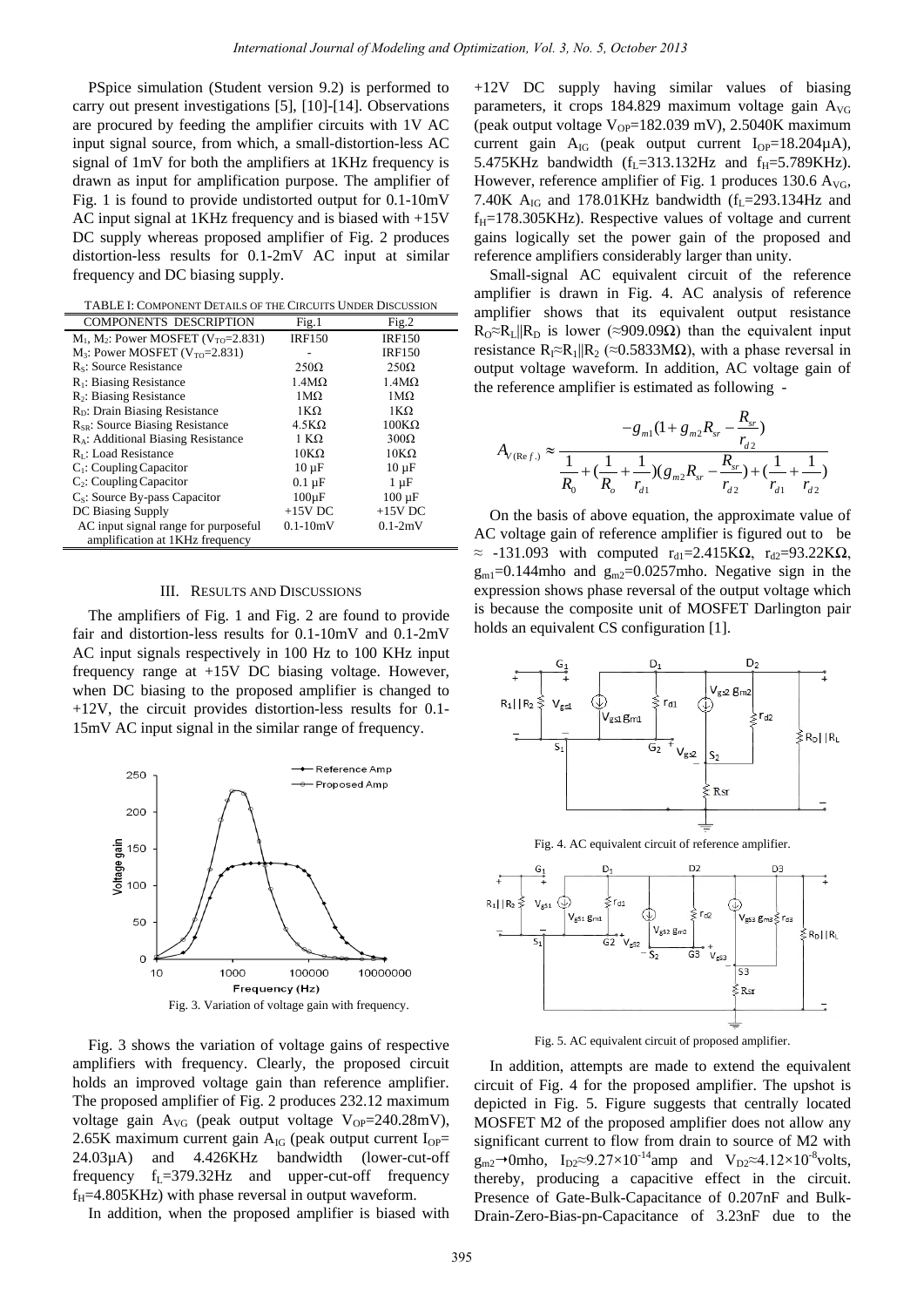PSpice simulation (Student version 9.2) is performed to carry out present investigations [5], [10]-[14]. Observations are procured by feeding the amplifier circuits with 1V AC input signal source, from which, a small-distortion-less AC signal of 1mV for both the amplifiers at 1KHz frequency is drawn as input for amplification purpose. The amplifier of Fig. 1 is found to provide undistorted output for 0.1-10mV AC input signal at 1KHz frequency and is biased with +15V DC supply whereas proposed amplifier of Fig. 2 produces distortion-less results for 0.1-2mV AC input at similar frequency and DC biasing supply.

TABLE I: COMPONENT DETAILS OF THE CIRCUITS UNDER DISCUSSION

| COMPONENTS DESCRIPTION | Fig.1 | Fig.2 |
|---|---|---|
| $M_1$, $M_2$: Power MOSFET ($V_{TO}$=2.831) | IRF150 | IRF150 |
| $M_3$: Power MOSFET ($V_{TO}$=2.831) | - | IRF150 |
| $R_S$: Source Resistance | 250Ω | 250Ω |
| $R_1$: Biasing Resistance | 1.4MΩ | 1.4MΩ |
| $R_2$: Biasing Resistance | 1MΩ | 1MΩ |
| $R_D$: Drain Biasing Resistance | 1KΩ | 1KΩ |
| $R_{SR}$: Source Biasing Resistance | 4.5KΩ | 100KΩ |
| $R_A$: Additional Biasing Resistance | 1 KΩ | 300Ω |
| $R_L$: Load Resistance | 10KΩ | 10KΩ |
| $C_1$: Coupling Capacitor | 10 μF | 10 μF |
| $C_2$: Coupling Capacitor | 0.1 μF | 1 μF |
| $C_S$: Source By-pass Capacitor | 100μF | 100 μF |
| DC Biasing Supply | +15V DC | +15V DC |
| AC input signal range for purposeful amplification at 1KHz frequency | 0.1-10mV | 0.1-2mV |

## III. RESULTS AND DISCUSSIONS

The amplifiers of Fig. 1 and Fig. 2 are found to provide fair and distortion-less results for 0.1-10mV and 0.1-2mV AC input signals respectively in 100 Hz to 100 KHz input frequency range at +15V DC biasing voltage. However, when DC biasing to the proposed amplifier is changed to +12V, the circuit provides distortion-less results for 0.1-15mV AC input signal in the similar range of frequency.

Fig. 3. Variation of voltage gain with frequency.

Fig. 3 shows the variation of voltage gains of respective amplifiers with frequency. Clearly, the proposed circuit holds an improved voltage gain than reference amplifier. The proposed amplifier of Fig. 2 produces 232.12 maximum voltage gain $A_{VG}$ (peak output voltage $V_{OP}$=240.28mV), 2.65K maximum current gain $A_{IG}$ (peak output current $I_{OP}$= 24.03μA) and 4.426KHz bandwidth (lower-cut-off frequency $f_L$=379.32Hz and upper-cut-off frequency $f_H$=4.805KHz) with phase reversal in output waveform.

In addition, when the proposed amplifier is biased with +12V DC supply having similar values of biasing parameters, it crops 184.829 maximum voltage gain $A_{VG}$ (peak output voltage $V_{OP}$=182.039 mV), 2.5040K maximum current gain $A_{IG}$ (peak output current $I_{OP}$=18.204μA), 5.475KHz bandwidth ($f_L$=313.132Hz and $f_H$=5.789KHz). However, reference amplifier of Fig. 1 produces 130.6 $A_{VG}$, 7.40K $A_{IG}$ and 178.01KHz bandwidth ($f_L$=293.134Hz and $f_H$=178.305KHz). Respective values of voltage and current gains logically set the power gain of the proposed and reference amplifiers considerably larger than unity.

Small-signal AC equivalent circuit of the reference amplifier is drawn in Fig. 4. AC analysis of reference amplifier shows that its equivalent output resistance $R_O \approx R_L \| R_D$ is lower (≈909.09Ω) than the equivalent input resistance $R_I \approx R_1 \| R_2$ (≈0.5833MΩ), with a phase reversal in output voltage waveform. In addition, AC voltage gain of the reference amplifier is estimated as following -

$$A_{V(\mathrm{Re}f.)} \approx \frac{-g_{m1}(1+g_{m2}R_{sr}-\dfrac{R_{sr}}{r_{d2}})}{\dfrac{1}{R_0}+(\dfrac{1}{R_o}+\dfrac{1}{r_{d1}})(g_{m2}R_{sr}-\dfrac{R_{sr}}{r_{d2}})+(\dfrac{1}{r_{d1}}+\dfrac{1}{r_{d2}})}$$

On the basis of above equation, the approximate value of AC voltage gain of reference amplifier is figured out to be ≈ -131.093 with computed $r_{d1}$=2.415KΩ, $r_{d2}$=93.22KΩ, $g_{m1}$=0.144mho and $g_{m2}$=0.0257mho. Negative sign in the expression shows phase reversal of the output voltage which is because the composite unit of MOSFET Darlington pair holds an equivalent CS configuration [1].

Fig. 4. AC equivalent circuit of reference amplifier.

Fig. 5. AC equivalent circuit of proposed amplifier.

In addition, attempts are made to extend the equivalent circuit of Fig. 4 for the proposed amplifier. The upshot is depicted in Fig. 5. Figure suggests that centrally located MOSFET M2 of the proposed amplifier does not allow any significant current to flow from drain to source of M2 with $g_{m2}$→0mho, $I_{D2}$≈$9.27\times10^{-14}$amp and $V_{D2}$≈$4.12\times10^{-8}$volts, thereby, producing a capacitive effect in the circuit. Presence of Gate-Bulk-Capacitance of 0.207nF and Bulk-Drain-Zero-Bias-pn-Capacitance of 3.23nF due to the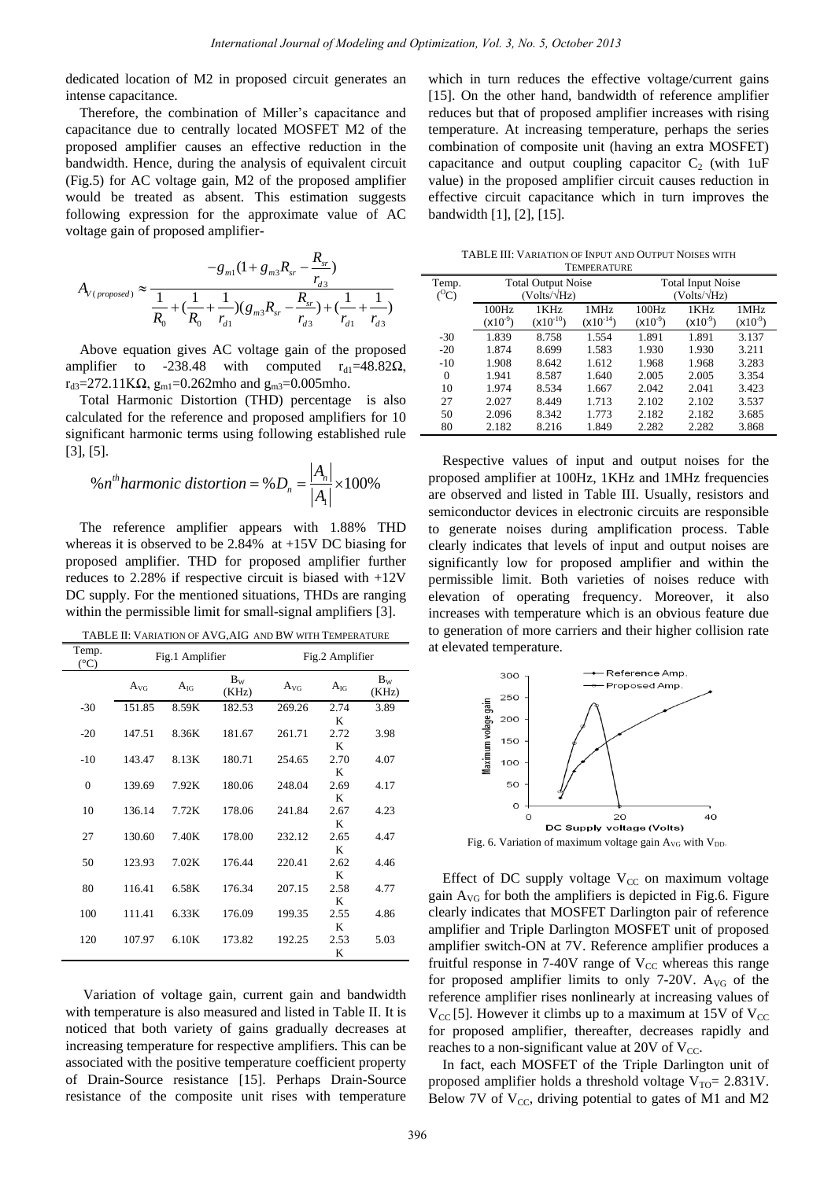dedicated location of M2 in proposed circuit generates an intense capacitance.

Therefore, the combination of Miller's capacitance and capacitance due to centrally located MOSFET M2 of the proposed amplifier causes an effective reduction in the bandwidth. Hence, during the analysis of equivalent circuit (Fig.5) for AC voltage gain, M2 of the proposed amplifier would be treated as absent. This estimation suggests following expression for the approximate value of AC voltage gain of proposed amplifier-

$$A_{V(proposed)} \approx \frac{-g_{m1}(1+g_{m3}R_{sr}-\frac{R_{sr}}{r_{d3}})}{\frac{1}{R_0}+(\frac{1}{R_0}+\frac{1}{r_{d1}})(g_{m3}R_{sr}-\frac{R_{sr}}{r_{d3}})+(\frac{1}{r_{d1}}+\frac{1}{r_{d3}})}$$

Above equation gives AC voltage gain of the proposed amplifier to -238.48 with computed $r_{d1}$=48.82Ω, $r_{d3}$=272.11KΩ, $g_{m1}$=0.262mho and $g_{m3}$=0.005mho.

Total Harmonic Distortion (THD) percentage is also calculated for the reference and proposed amplifiers for 10 significant harmonic terms using following established rule [3], [5].

$$\%n^{th} harmonic\ distortion = \%D_n = \frac{|A_n|}{|A_1|}\times 100\%$$

The reference amplifier appears with 1.88% THD whereas it is observed to be 2.84% at +15V DC biasing for proposed amplifier. THD for proposed amplifier further reduces to 2.28% if respective circuit is biased with +12V DC supply. For the mentioned situations, THDs are ranging within the permissible limit for small-signal amplifiers [3].

TABLE II: VARIATION OF AVG, AIG AND BW WITH TEMPERATURE

| Temp. (°C) | Fig.1 Amplifier | | | Fig.2 Amplifier | | |
|---|---|---|---|---|---|---|
| | $A_{VG}$ | $A_{IG}$ | $B_W$ (KHz) | $A_{VG}$ | $A_{IG}$ | $B_W$ (KHz) |
| -30 | 151.85 | 8.59K | 182.53 | 269.26 | 2.74K | 3.89 |
| -20 | 147.51 | 8.36K | 181.67 | 261.71 | 2.72K | 3.98 |
| -10 | 143.47 | 8.13K | 180.71 | 254.65 | 2.70K | 4.07 |
| 0 | 139.69 | 7.92K | 180.06 | 248.04 | 2.69K | 4.17 |
| 10 | 136.14 | 7.72K | 178.06 | 241.84 | 2.67K | 4.23 |
| 27 | 130.60 | 7.40K | 178.00 | 232.12 | 2.65K | 4.47 |
| 50 | 123.93 | 7.02K | 176.44 | 220.41 | 2.62K | 4.46 |
| 80 | 116.41 | 6.58K | 176.34 | 207.15 | 2.58K | 4.77 |
| 100 | 111.41 | 6.33K | 176.09 | 199.35 | 2.55K | 4.86 |
| 120 | 107.97 | 6.10K | 173.82 | 192.25 | 2.53K | 5.03 |

Variation of voltage gain, current gain and bandwidth with temperature is also measured and listed in Table II. It is noticed that both variety of gains gradually decreases at increasing temperature for respective amplifiers. This can be associated with the positive temperature coefficient property of Drain-Source resistance [15]. Perhaps Drain-Source resistance of the composite unit rises with temperature which in turn reduces the effective voltage/current gains [15]. On the other hand, bandwidth of reference amplifier reduces but that of proposed amplifier increases with rising temperature. At increasing temperature, perhaps the series combination of composite unit (having an extra MOSFET) capacitance and output coupling capacitor $C_2$ (with 1uF value) in the proposed amplifier circuit causes reduction in effective circuit capacitance which in turn improves the bandwidth [1], [2], [15].

TABLE III: VARIATION OF INPUT AND OUTPUT NOISES WITH TEMPERATURE

| Temp. (°C) | Total Output Noise (Volts/√Hz) | | | Total Input Noise (Volts/√Hz) | | |
|---|---|---|---|---|---|---|
| | 100Hz ($\times 10^{-9}$) | 1KHz ($\times 10^{-10}$) | 1MHz ($\times 10^{-14}$) | 100Hz ($\times 10^{-8}$) | 1KHz ($\times 10^{-9}$) | 1MHz ($\times 10^{-9}$) |
| -30 | 1.839 | 8.758 | 1.554 | 1.891 | 1.891 | 3.137 |
| -20 | 1.874 | 8.699 | 1.583 | 1.930 | 1.930 | 3.211 |
| -10 | 1.908 | 8.642 | 1.612 | 1.968 | 1.968 | 3.283 |
| 0 | 1.941 | 8.587 | 1.640 | 2.005 | 2.005 | 3.354 |
| 10 | 1.974 | 8.534 | 1.667 | 2.042 | 2.041 | 3.423 |
| 27 | 2.027 | 8.449 | 1.713 | 2.102 | 2.102 | 3.537 |
| 50 | 2.096 | 8.342 | 1.773 | 2.182 | 2.182 | 3.685 |
| 80 | 2.182 | 8.216 | 1.849 | 2.282 | 2.282 | 3.868 |

Respective values of input and output noises for the proposed amplifier at 100Hz, 1KHz and 1MHz frequencies are observed and listed in Table III. Usually, resistors and semiconductor devices in electronic circuits are responsible to generate noises during amplification process. Table clearly indicates that levels of input and output noises are significantly low for proposed amplifier and within the permissible limit. Both varieties of noises reduce with elevation of operating frequency. Moreover, it also increases with temperature which is an obvious feature due to generation of more carriers and their higher collision rate at elevated temperature.

Fig. 6. Variation of maximum voltage gain $A_{VG}$ with $V_{DD}$.

Effect of DC supply voltage $V_{CC}$ on maximum voltage gain $A_{VG}$ for both the amplifiers is depicted in Fig.6. Figure clearly indicates that MOSFET Darlington pair of reference amplifier and Triple Darlington MOSFET unit of proposed amplifier switch-ON at 7V. Reference amplifier produces a fruitful response in 7-40V range of $V_{CC}$ whereas this range for proposed amplifier limits to only 7-20V. $A_{VG}$ of the reference amplifier rises nonlinearly at increasing values of $V_{CC}$ [5]. However it climbs up to a maximum at 15V of $V_{CC}$ for proposed amplifier, thereafter, decreases rapidly and reaches to a non-significant value at 20V of $V_{CC}$.

In fact, each MOSFET of the Triple Darlington unit of proposed amplifier holds a threshold voltage $V_{TO}$= 2.831V. Below 7V of $V_{CC}$, driving potential to gates of M1 and M2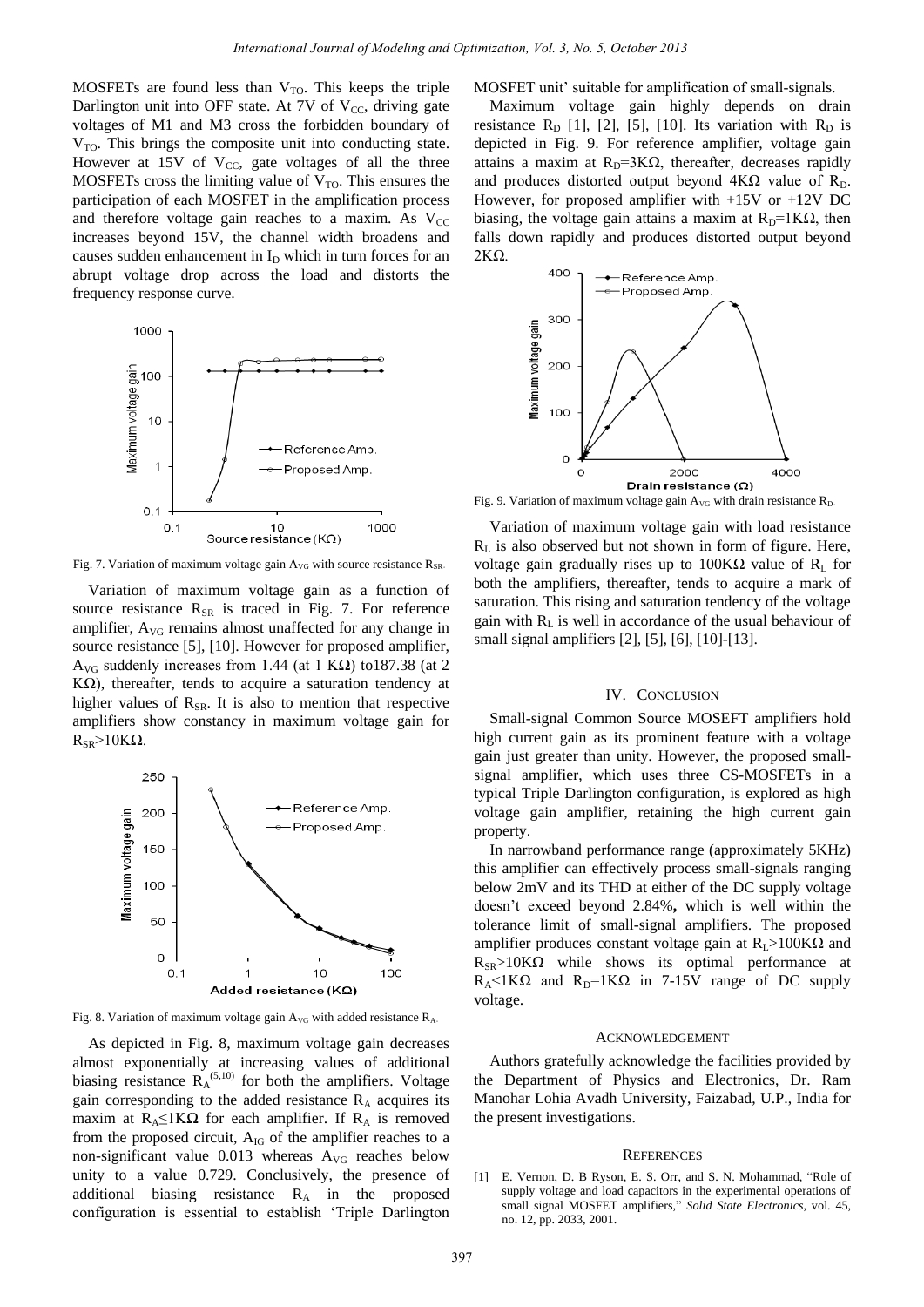MOSFETs are found less than $V_{TO}$. This keeps the triple Darlington unit into OFF state. At 7V of $V_{CC}$, driving gate voltages of M1 and M3 cross the forbidden boundary of $V_{TO}$. This brings the composite unit into conducting state. However at 15V of $V_{CC}$, gate voltages of all the three MOSFETs cross the limiting value of $V_{TO}$. This ensures the participation of each MOSFET in the amplification process and therefore voltage gain reaches to a maxim. As $V_{CC}$ increases beyond 15V, the channel width broadens and causes sudden enhancement in $I_D$ which in turn forces for an abrupt voltage drop across the load and distorts the frequency response curve.

Fig. 7. Variation of maximum voltage gain $A_{VG}$ with source resistance $R_{SR}$.

Variation of maximum voltage gain as a function of source resistance $R_{SR}$ is traced in Fig. 7. For reference amplifier, $A_{VG}$ remains almost unaffected for any change in source resistance [5], [10]. However for proposed amplifier, $A_{VG}$ suddenly increases from 1.44 (at 1 KΩ) to187.38 (at 2 KΩ), thereafter, tends to acquire a saturation tendency at higher values of $R_{SR}$. It is also to mention that respective amplifiers show constancy in maximum voltage gain for $R_{SR}$>10KΩ.

Fig. 8. Variation of maximum voltage gain $A_{VG}$ with added resistance $R_A$.

As depicted in Fig. 8, maximum voltage gain decreases almost exponentially at increasing values of additional biasing resistance $R_A$[5,10] for both the amplifiers. Voltage gain corresponding to the added resistance $R_A$ acquires its maxim at $R_A$≤1KΩ for each amplifier. If $R_A$ is removed from the proposed circuit, $A_{IG}$ of the amplifier reaches to a non-significant value 0.013 whereas $A_{VG}$ reaches below unity to a value 0.729. Conclusively, the presence of additional biasing resistance $R_A$ in the proposed configuration is essential to establish 'Triple Darlington MOSFET unit' suitable for amplification of small-signals.

Maximum voltage gain highly depends on drain resistance $R_D$ [1], [2], [5], [10]. Its variation with $R_D$ is depicted in Fig. 9. For reference amplifier, voltage gain attains a maxim at $R_D$=3KΩ, thereafter, decreases rapidly and produces distorted output beyond 4KΩ value of $R_D$. However, for proposed amplifier with +15V or +12V DC biasing, the voltage gain attains a maxim at $R_D$=1KΩ, then falls down rapidly and produces distorted output beyond 2KΩ.

Fig. 9. Variation of maximum voltage gain $A_{VG}$ with drain resistance $R_D$.

Variation of maximum voltage gain with load resistance $R_L$ is also observed but not shown in form of figure. Here, voltage gain gradually rises up to 100KΩ value of $R_L$ for both the amplifiers, thereafter, tends to acquire a mark of saturation. This rising and saturation tendency of the voltage gain with $R_L$ is well in accordance of the usual behaviour of small signal amplifiers [2], [5], [6], [10]-[13].

## IV. Conclusion

Small-signal Common Source MOSEFT amplifiers hold high current gain as its prominent feature with a voltage gain just greater than unity. However, the proposed small-signal amplifier, which uses three CS-MOSFETs in a typical Triple Darlington configuration, is explored as high voltage gain amplifier, retaining the high current gain property.

In narrowband performance range (approximately 5KHz) this amplifier can effectively process small-signals ranging below 2mV and its THD at either of the DC supply voltage doesn't exceed beyond 2.84%**,** which is well within the tolerance limit of small-signal amplifiers. The proposed amplifier produces constant voltage gain at $R_L$>100KΩ and $R_{SR}$>10KΩ while shows its optimal performance at $R_A$<1KΩ and $R_D$=1KΩ in 7-15V range of DC supply voltage.

## Acknowledgement

Authors gratefully acknowledge the facilities provided by the Department of Physics and Electronics, Dr. Ram Manohar Lohia Avadh University, Faizabad, U.P., India for the present investigations.

## References

[1] E. Vernon, D. B Ryson, E. S. Orr, and S. N. Mohammad, "Role of supply voltage and load capacitors in the experimental operations of small signal MOSFET amplifiers," *Solid State Electronics*, vol. 45, no. 12, pp. 2033, 2001.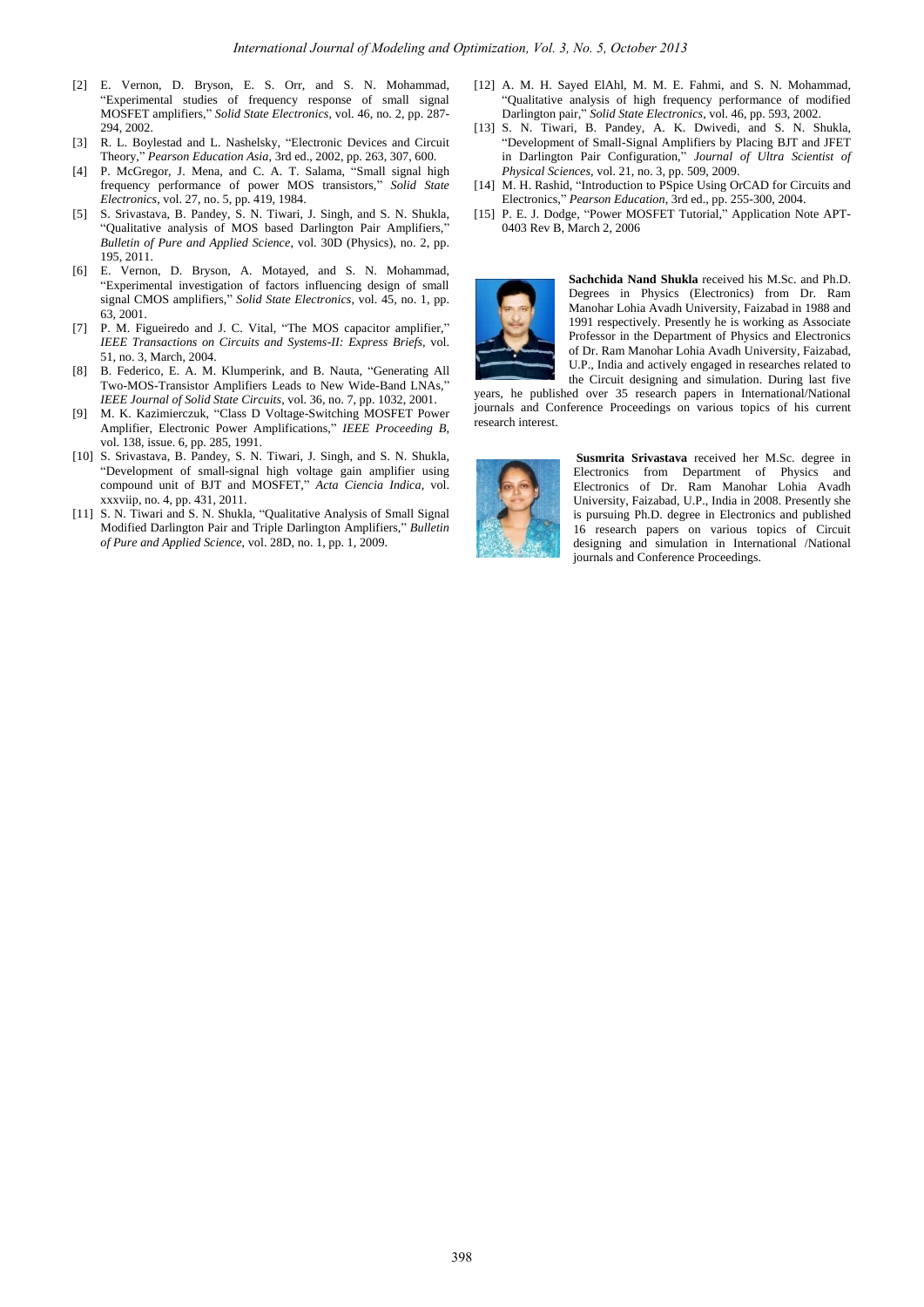[2] E. Vernon, D. Bryson, E. S. Orr, and S. N. Mohammad, "Experimental studies of frequency response of small signal MOSFET amplifiers," *Solid State Electronics*, vol. 46, no. 2, pp. 287-294, 2002.

[3] R. L. Boylestad and L. Nashelsky, "Electronic Devices and Circuit Theory," *Pearson Education Asia*, 3rd ed., 2002, pp. 263, 307, 600.

[4] P. McGregor, J. Mena, and C. A. T. Salama, "Small signal high frequency performance of power MOS transistors," *Solid State Electronics*, vol. 27, no. 5, pp. 419, 1984.

[5] S. Srivastava, B. Pandey, S. N. Tiwari, J. Singh, and S. N. Shukla, "Qualitative analysis of MOS based Darlington Pair Amplifiers," *Bulletin of Pure and Applied Science*, vol. 30D (Physics), no. 2, pp. 195, 2011.

[6] E. Vernon, D. Bryson, A. Motayed, and S. N. Mohammad, "Experimental investigation of factors influencing design of small signal CMOS amplifiers," *Solid State Electronics*, vol. 45, no. 1, pp. 63, 2001.

[7] P. M. Figueiredo and J. C. Vital, "The MOS capacitor amplifier," *IEEE Transactions on Circuits and Systems-II: Express Briefs*, vol. 51, no. 3, March, 2004.

[8] B. Federico, E. A. M. Klumperink, and B. Nauta, "Generating All Two-MOS-Transistor Amplifiers Leads to New Wide-Band LNAs," *IEEE Journal of Solid State Circuits*, vol. 36, no. 7, pp. 1032, 2001.

[9] M. K. Kazimierczuk, "Class D Voltage-Switching MOSFET Power Amplifier, Electronic Power Amplifications," *IEEE Proceeding B*, vol. 138, issue. 6, pp. 285, 1991.

[10] S. Srivastava, B. Pandey, S. N. Tiwari, J. Singh, and S. N. Shukla, "Development of small-signal high voltage gain amplifier using compound unit of BJT and MOSFET," *Acta Ciencia Indica*, vol. xxxviip, no. 4, pp. 431, 2011.

[11] S. N. Tiwari and S. N. Shukla, "Qualitative Analysis of Small Signal Modified Darlington Pair and Triple Darlington Amplifiers," *Bulletin of Pure and Applied Science*, vol. 28D, no. 1, pp. 1, 2009.

[12] A. M. H. Sayed ElAhl, M. M. E. Fahmi, and S. N. Mohammad, "Qualitative analysis of high frequency performance of modified Darlington pair," *Solid State Electronics*, vol. 46, pp. 593, 2002.

[13] S. N. Tiwari, B. Pandey, A. K. Dwivedi, and S. N. Shukla, "Development of Small-Signal Amplifiers by Placing BJT and JFET in Darlington Pair Configuration," *Journal of Ultra Scientist of Physical Sciences*, vol. 21, no. 3, pp. 509, 2009.

[14] M. H. Rashid, "Introduction to PSpice Using OrCAD for Circuits and Electronics," *Pearson Education*, 3rd ed., pp. 255-300, 2004.

[15] P. E. J. Dodge, "Power MOSFET Tutorial," Application Note APT-0403 Rev B, March 2, 2006

**Sachchida Nand Shukla** received his M.Sc. and Ph.D. Degrees in Physics (Electronics) from Dr. Ram Manohar Lohia Avadh University, Faizabad in 1988 and 1991 respectively. Presently he is working as Associate Professor in the Department of Physics and Electronics of Dr. Ram Manohar Lohia Avadh University, Faizabad, U.P., India and actively engaged in researches related to the Circuit designing and simulation. During last five years, he published over 35 research papers in International/National journals and Conference Proceedings on various topics of his current research interest.

**Susmrita Srivastava** received her M.Sc. degree in Electronics from Department of Physics and Electronics of Dr. Ram Manohar Lohia Avadh University, Faizabad, U.P., India in 2008. Presently she is pursuing Ph.D. degree in Electronics and published 16 research papers on various topics of Circuit designing and simulation in International /National journals and Conference Proceedings.